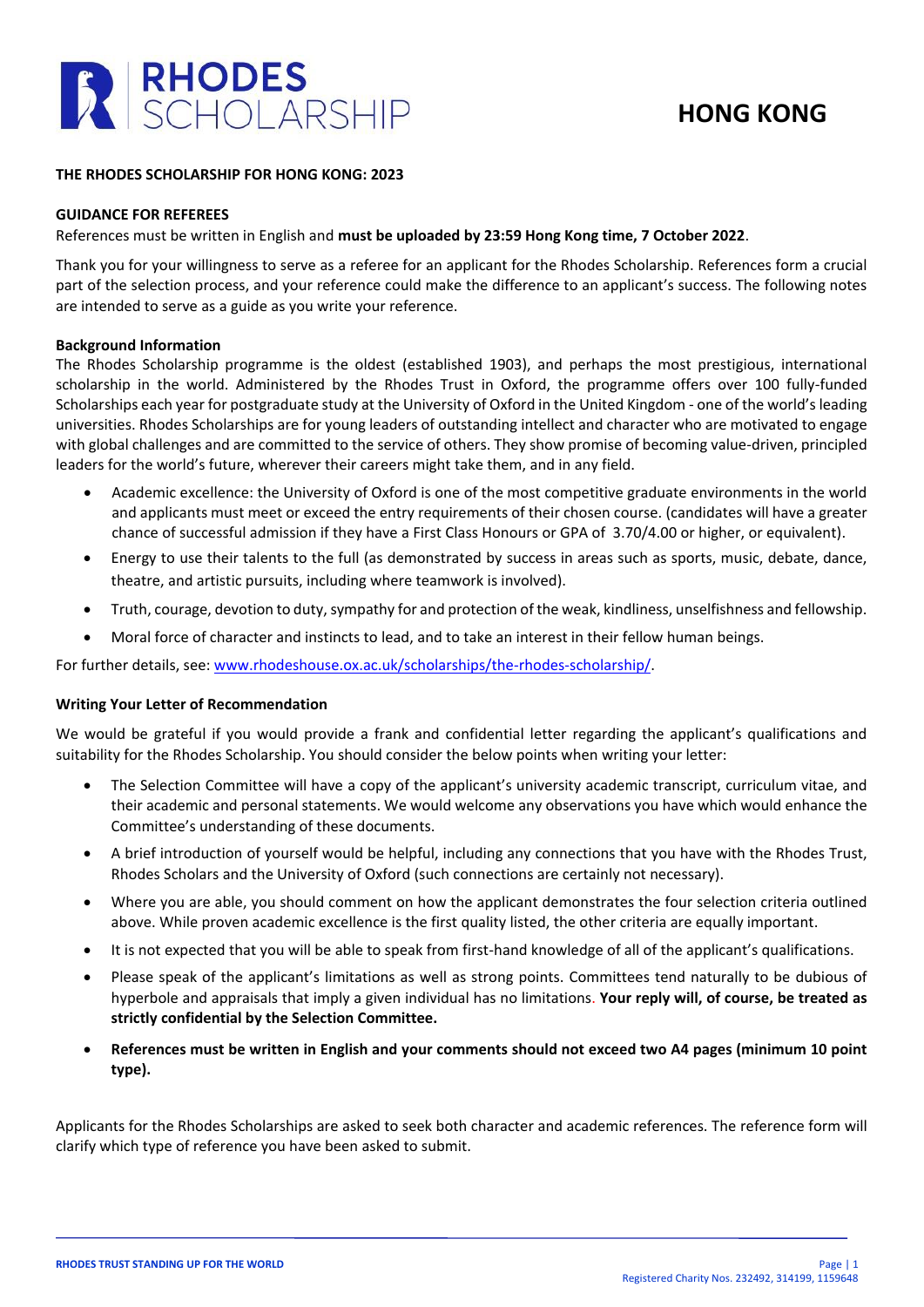# RHODES SCHOLARSHIP

## HONG KONG

**THE RHODES SCHOLARSHIP FOR HONG KONG: 2023**

**GUIDANCE FOR REFEREES**

References must be written in English and **must be uploaded by 23:59 Hong Kong time, 7 October 2022**.

Thank you for your willingness to serve as a referee for an applicant for the Rhodes Scholarship. References form a crucial part of the selection process, and your reference could make the difference to an applicant's success. The following notes are intended to serve as a guide as you write your reference.

**Background Information**

The Rhodes Scholarship programme is the oldest (established 1903), and perhaps the most prestigious, international scholarship in the world. Administered by the Rhodes Trust in Oxford, the programme offers over 100 fully-funded Scholarships each year for postgraduate study at the University of Oxford in the United Kingdom - one of the world's leading universities. Rhodes Scholarships are for young leaders of outstanding intellect and character who are motivated to engage with global challenges and are committed to the service of others. They show promise of becoming value-driven, principled leaders for the world's future, wherever their careers might take them, and in any field.

- Academic excellence: the University of Oxford is one of the most competitive graduate environments in the world and applicants must meet or exceed the entry requirements of their chosen course. (candidates will have a greater chance of successful admission if they have a First Class Honours or GPA of 3.70/4.00 or higher, or equivalent).
- Energy to use their talents to the full (as demonstrated by success in areas such as sports, music, debate, dance, theatre, and artistic pursuits, including where teamwork is involved).
- Truth, courage, devotion to duty, sympathy for and protection of the weak, kindliness, unselfishness and fellowship.
- Moral force of character and instincts to lead, and to take an interest in their fellow human beings.

For further details, see: www.rhodeshouse.ox.ac.uk/scholarships/the-rhodes-scholarship/.

**Writing Your Letter of Recommendation**

We would be grateful if you would provide a frank and confidential letter regarding the applicant's qualifications and suitability for the Rhodes Scholarship. You should consider the below points when writing your letter:

- The Selection Committee will have a copy of the applicant's university academic transcript, curriculum vitae, and their academic and personal statements. We would welcome any observations you have which would enhance the Committee's understanding of these documents.
- A brief introduction of yourself would be helpful, including any connections that you have with the Rhodes Trust, Rhodes Scholars and the University of Oxford (such connections are certainly not necessary).
- Where you are able, you should comment on how the applicant demonstrates the four selection criteria outlined above. While proven academic excellence is the first quality listed, the other criteria are equally important.
- It is not expected that you will be able to speak from first-hand knowledge of all of the applicant's qualifications.
- Please speak of the applicant's limitations as well as strong points. Committees tend naturally to be dubious of hyperbole and appraisals that imply a given individual has no limitations. **Your reply will, of course, be treated as strictly confidential by the Selection Committee.**
- **References must be written in English and your comments should not exceed two A4 pages (minimum 10 point type).**

Applicants for the Rhodes Scholarships are asked to seek both character and academic references. The reference form will clarify which type of reference you have been asked to submit.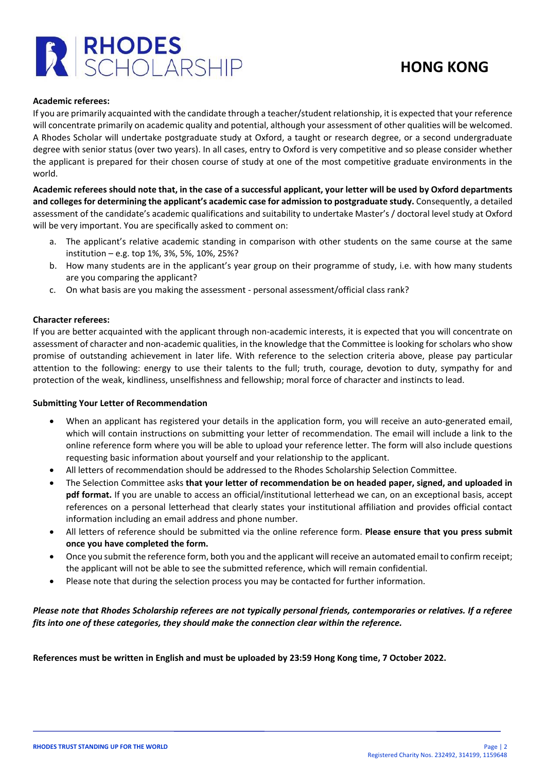**Academic referees:**

If you are primarily acquainted with the candidate through a teacher/student relationship, it is expected that your reference will concentrate primarily on academic quality and potential, although your assessment of other qualities will be welcomed. A Rhodes Scholar will undertake postgraduate study at Oxford, a taught or research degree, or a second undergraduate degree with senior status (over two years). In all cases, entry to Oxford is very competitive and so please consider whether the applicant is prepared for their chosen course of study at one of the most competitive graduate environments in the world.

**Academic referees should note that, in the case of a successful applicant, your letter will be used by Oxford departments and colleges for determining the applicant's academic case for admission to postgraduate study.** Consequently, a detailed assessment of the candidate's academic qualifications and suitability to undertake Master's / doctoral level study at Oxford will be very important. You are specifically asked to comment on:

a. The applicant's relative academic standing in comparison with other students on the same course at the same institution – e.g. top 1%, 3%, 5%, 10%, 25%?
b. How many students are in the applicant's year group on their programme of study, i.e. with how many students are you comparing the applicant?
c. On what basis are you making the assessment - personal assessment/official class rank?

**Character referees:**

If you are better acquainted with the applicant through non-academic interests, it is expected that you will concentrate on assessment of character and non-academic qualities, in the knowledge that the Committee is looking for scholars who show promise of outstanding achievement in later life. With reference to the selection criteria above, please pay particular attention to the following: energy to use their talents to the full; truth, courage, devotion to duty, sympathy for and protection of the weak, kindliness, unselfishness and fellowship; moral force of character and instincts to lead.

**Submitting Your Letter of Recommendation**

- When an applicant has registered your details in the application form, you will receive an auto-generated email, which will contain instructions on submitting your letter of recommendation. The email will include a link to the online reference form where you will be able to upload your reference letter. The form will also include questions requesting basic information about yourself and your relationship to the applicant.
- All letters of recommendation should be addressed to the Rhodes Scholarship Selection Committee.
- The Selection Committee asks **that your letter of recommendation be on headed paper, signed, and uploaded in pdf format.** If you are unable to access an official/institutional letterhead we can, on an exceptional basis, accept references on a personal letterhead that clearly states your institutional affiliation and provides official contact information including an email address and phone number.
- All letters of reference should be submitted via the online reference form. **Please ensure that you press submit once you have completed the form.**
- Once you submit the reference form, both you and the applicant will receive an automated email to confirm receipt; the applicant will not be able to see the submitted reference, which will remain confidential.
- Please note that during the selection process you may be contacted for further information.

***Please note that Rhodes Scholarship referees are not typically personal friends, contemporaries or relatives. If a referee fits into one of these categories, they should make the connection clear within the reference.***

**References must be written in English and must be uploaded by 23:59 Hong Kong time, 7 October 2022.**